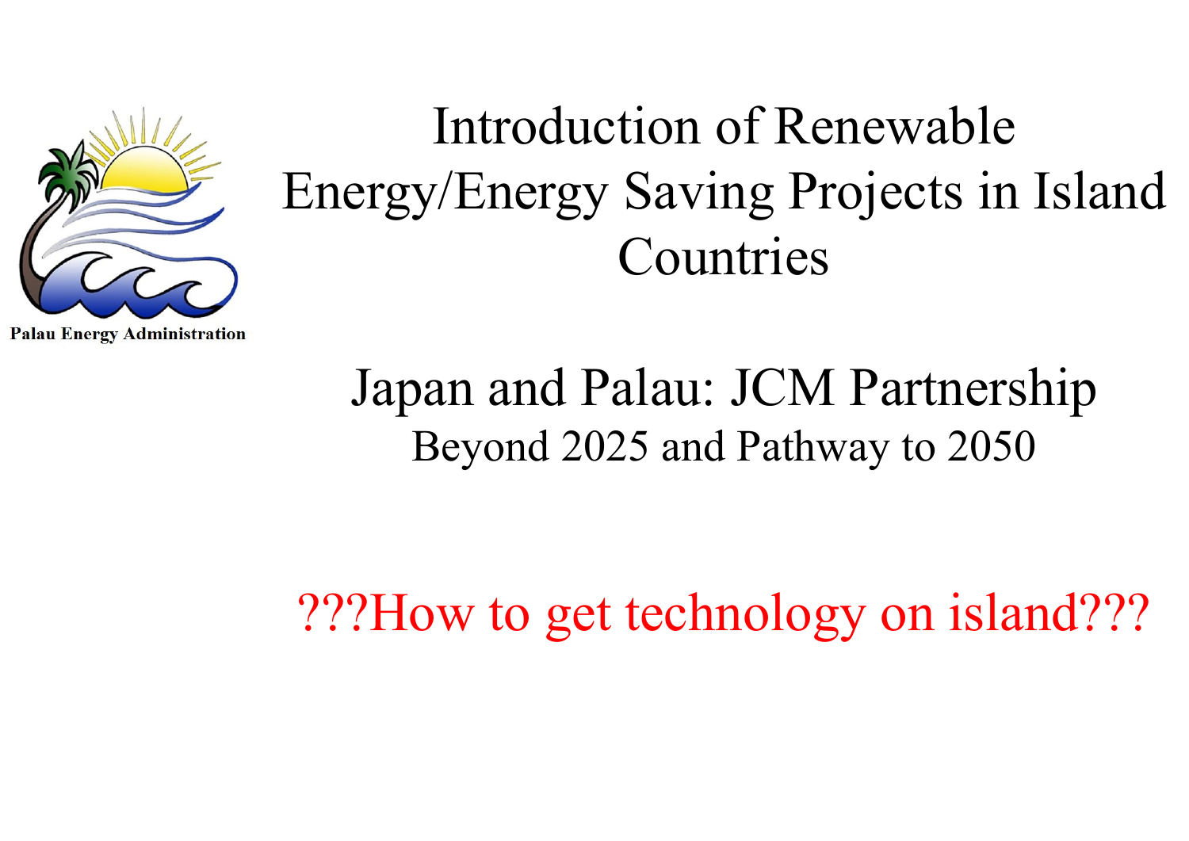Palau Energy Administration

# Introduction of Renewable Energy/Energy Saving Projects in Island Countries

## Japan and Palau: JCM Partnership

### Beyond 2025 and Pathway to 2050

???How to get technology on island???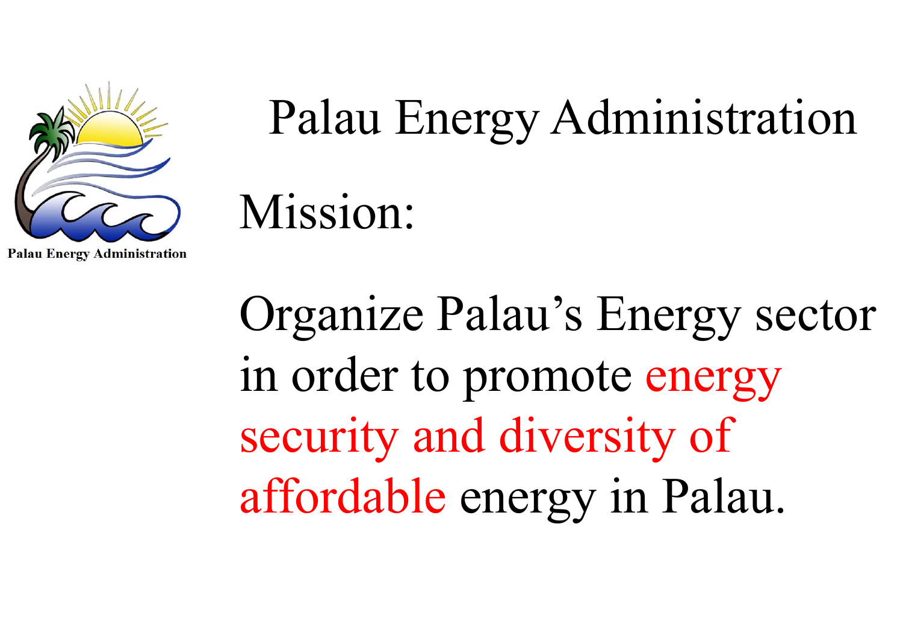# Palau Energy Administration

## Mission:

Organize Palau's Energy sector in order to promote energy security and diversity of affordable energy in Palau.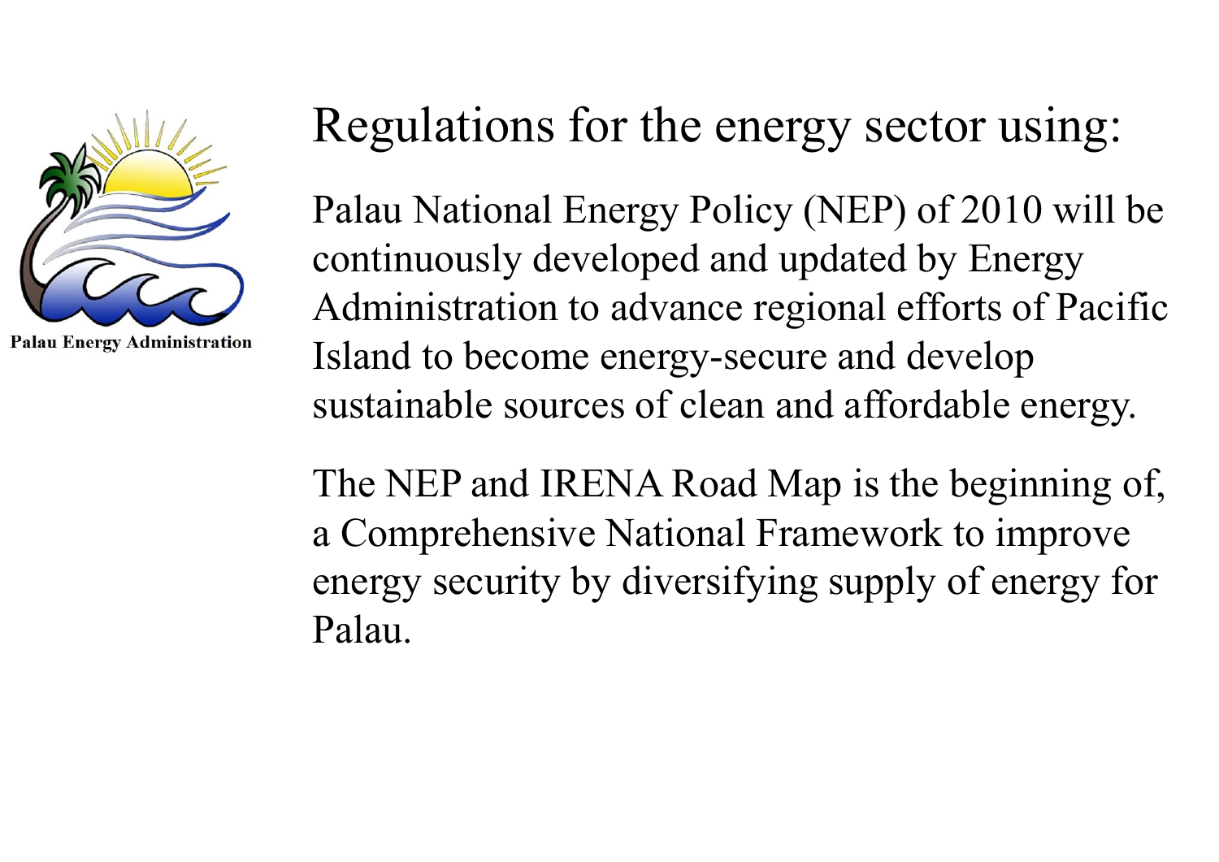Palau Energy Administration

# Regulations for the energy sector using:

Palau National Energy Policy (NEP) of 2010 will be continuously developed and updated by Energy Administration to advance regional efforts of Pacific Island to become energy-secure and develop sustainable sources of clean and affordable energy.

The NEP and IRENA Road Map is the beginning of, a Comprehensive National Framework to improve energy security by diversifying supply of energy for Palau.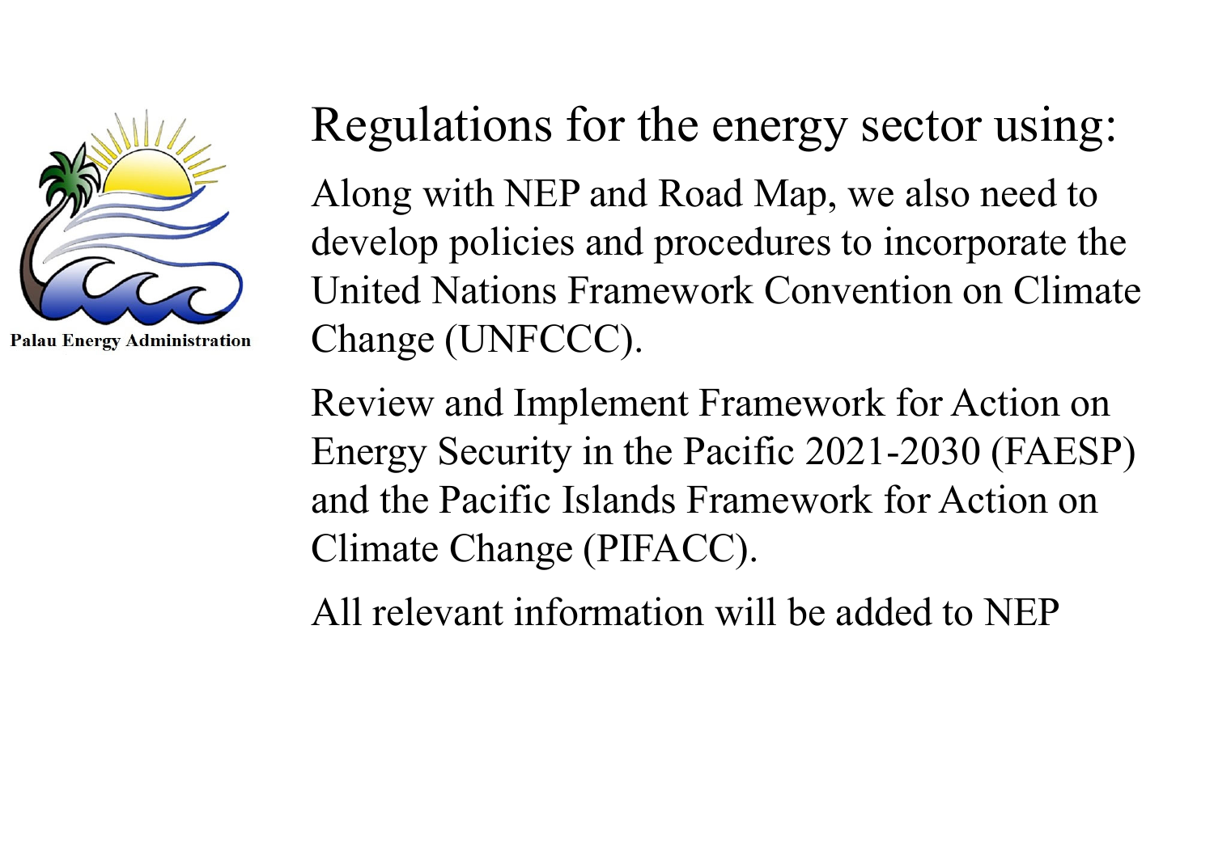Palau Energy Administration

# Regulations for the energy sector using:

Along with NEP and Road Map, we also need to develop policies and procedures to incorporate the United Nations Framework Convention on Climate Change (UNFCCC).

Review and Implement Framework for Action on Energy Security in the Pacific 2021-2030 (FAESP) and the Pacific Islands Framework for Action on Climate Change (PIFACC).

All relevant information will be added to NEP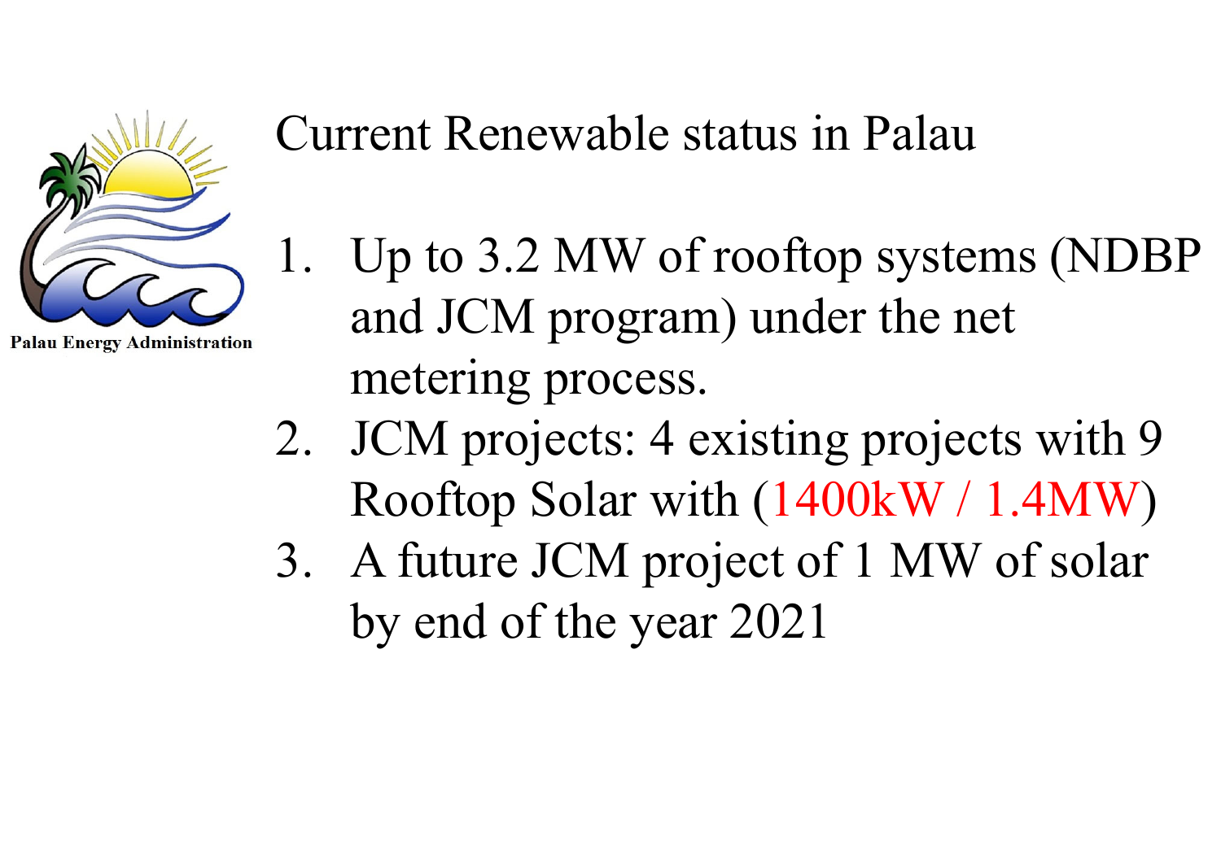Palau Energy Administration

# Current Renewable status in Palau

1. Up to 3.2 MW of rooftop systems (NDBP and JCM program) under the net metering process.
2. JCM projects: 4 existing projects with 9 Rooftop Solar with (1400kW / 1.4MW)
3. A future JCM project of 1 MW of solar by end of the year 2021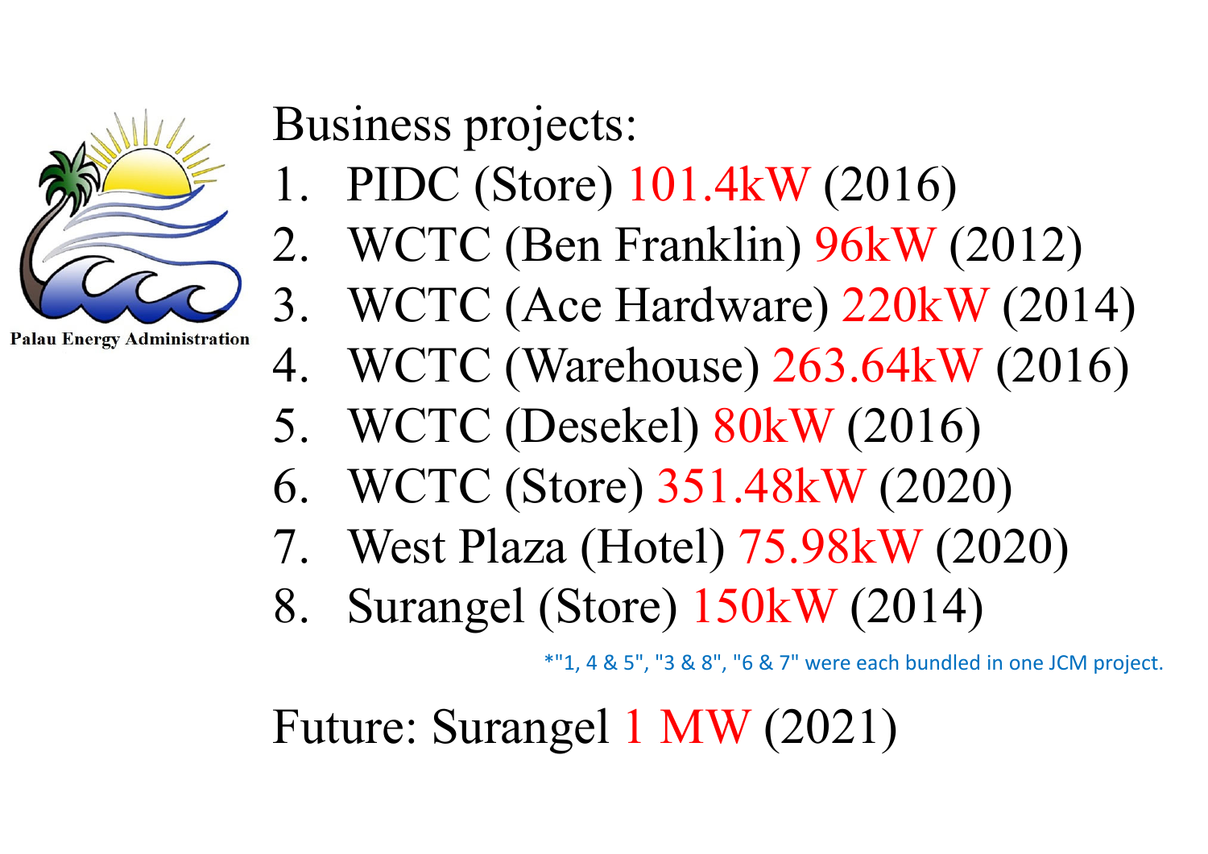Palau Energy Administration

Business projects:

1. PIDC (Store) 101.4kW (2016)
2. WCTC (Ben Franklin) 96kW (2012)
3. WCTC (Ace Hardware) 220kW (2014)
4. WCTC (Warehouse) 263.64kW (2016)
5. WCTC (Desekel) 80kW (2016)
6. WCTC (Store) 351.48kW (2020)
7. West Plaza (Hotel) 75.98kW (2020)
8. Surangel (Store) 150kW (2014)

*"1, 4 & 5", "3 & 8", "6 & 7" were each bundled in one JCM project.

Future: Surangel 1 MW (2021)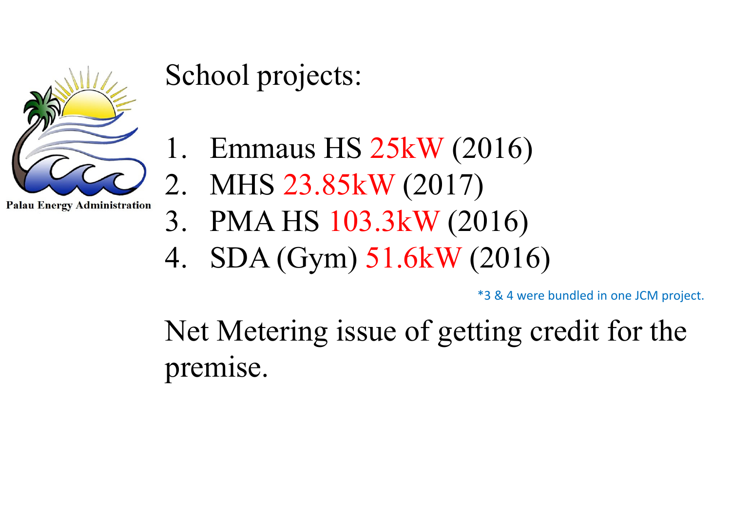Palau Energy Administration

# School projects:

1. Emmaus HS 25kW (2016)
2. MHS 23.85kW (2017)
3. PMA HS 103.3kW (2016)
4. SDA (Gym) 51.6kW (2016)

*3 & 4 were bundled in one JCM project.

Net Metering issue of getting credit for the premise.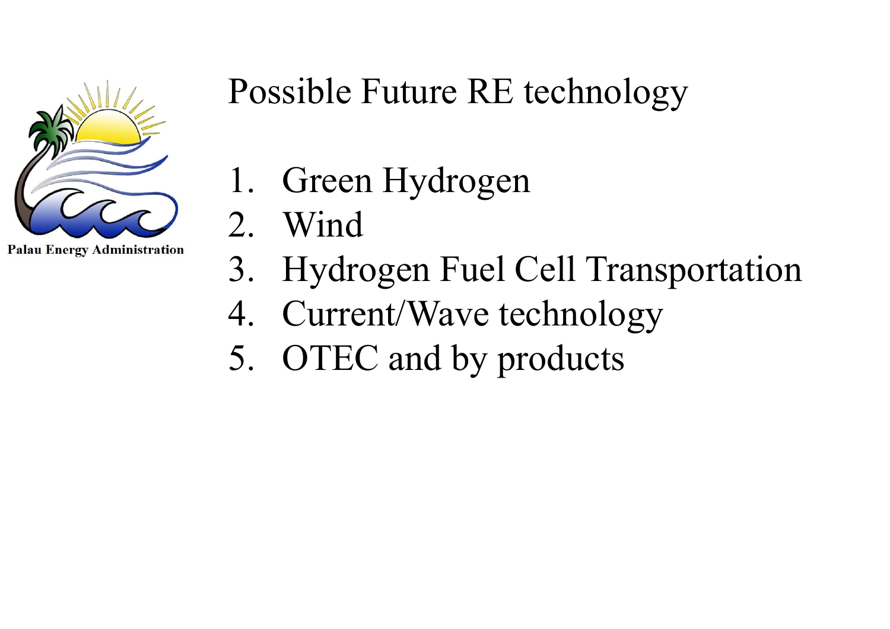Palau Energy Administration

# Possible Future RE technology

1. Green Hydrogen
2. Wind
3. Hydrogen Fuel Cell Transportation
4. Current/Wave technology
5. OTEC and by products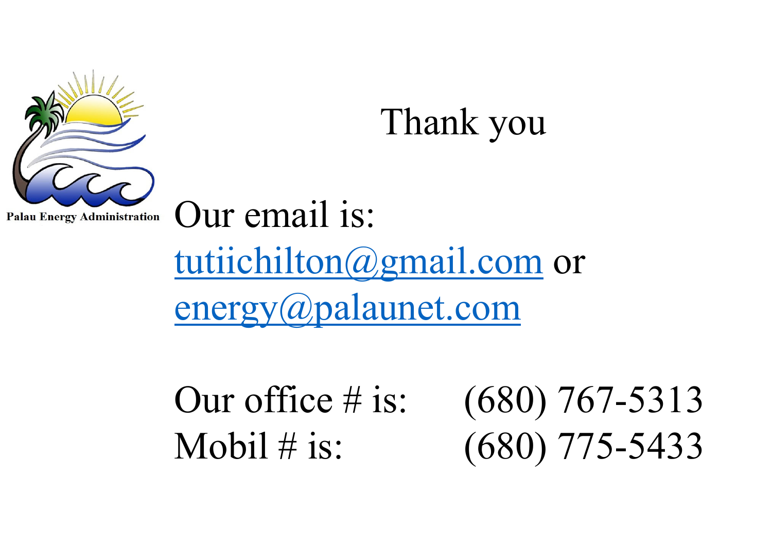Palau Energy Administration

# Thank you

Our email is:
tutiichilton@gmail.com or
energy@palaunet.com

Our office # is: (680) 767-5313
Mobil # is: (680) 775-5433